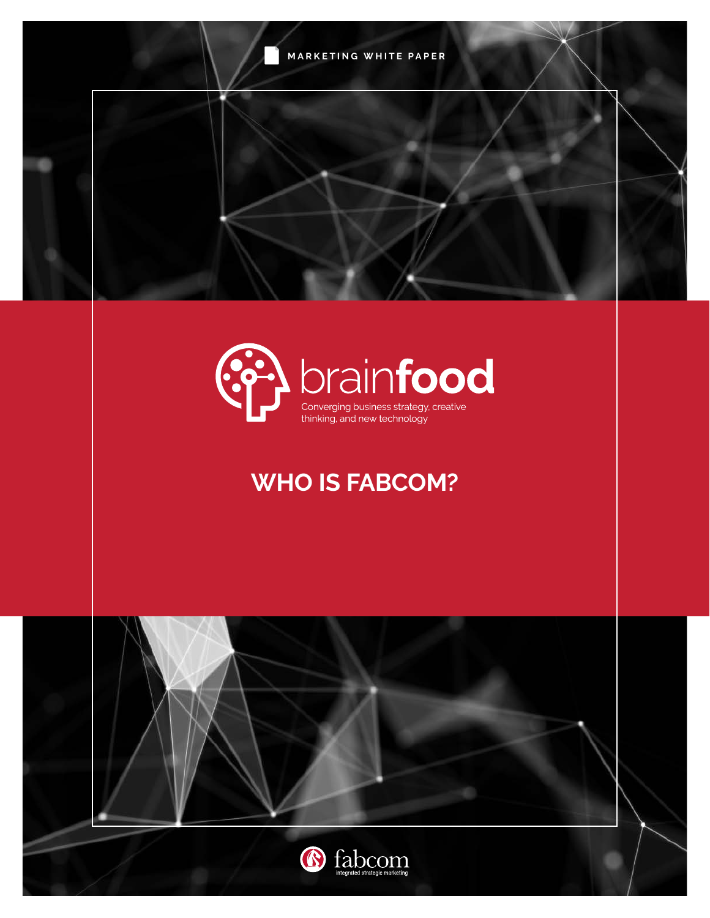MARKETING WHITE PAPER

brainfood

Converging business strategy, creative thinking, and new technology

# WHO IS FABCOM?

fabcom

integrated strategic marketing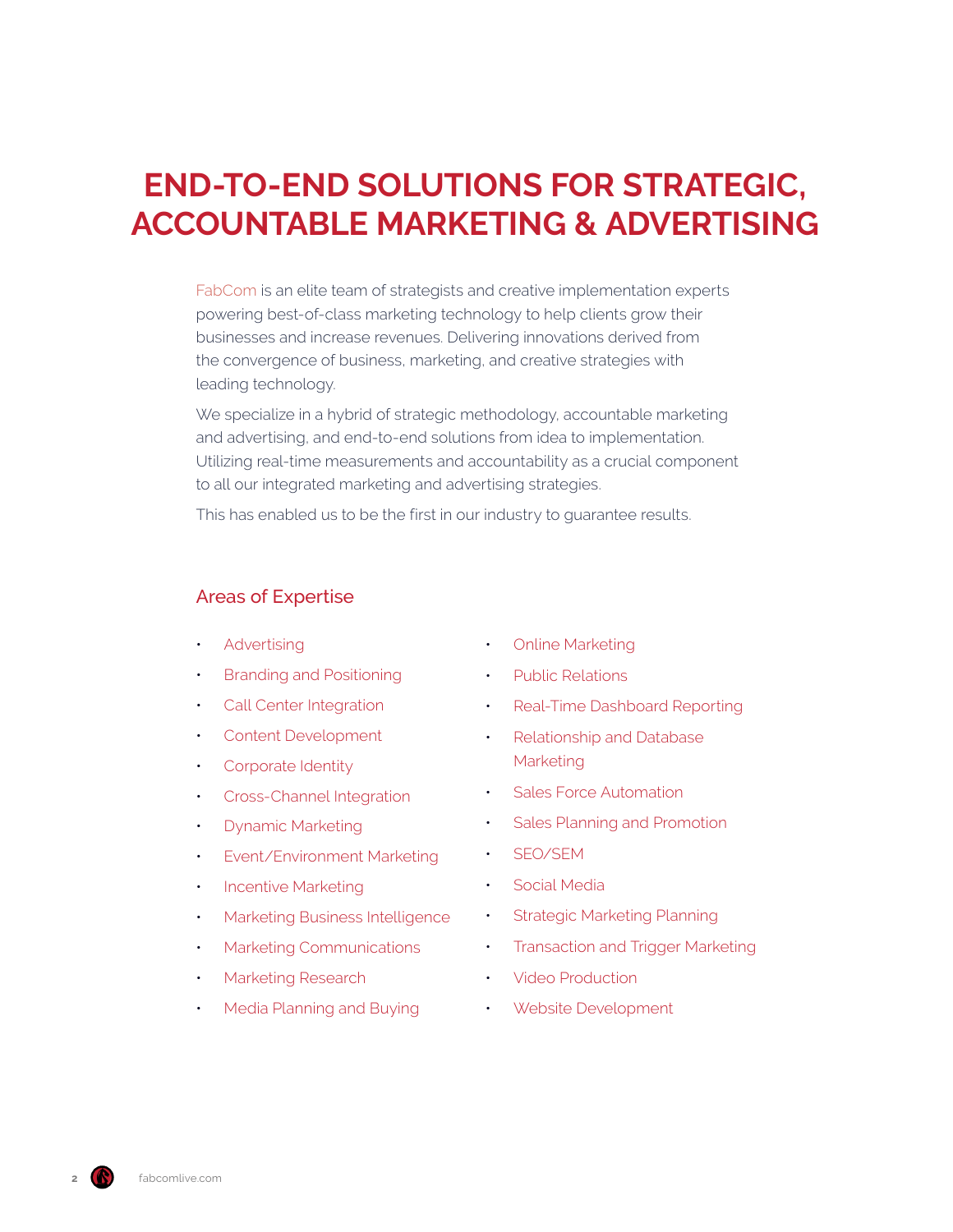# END-TO-END SOLUTIONS FOR STRATEGIC, ACCOUNTABLE MARKETING & ADVERTISING

FabCom is an elite team of strategists and creative implementation experts powering best-of-class marketing technology to help clients grow their businesses and increase revenues. Delivering innovations derived from the convergence of business, marketing, and creative strategies with leading technology.

We specialize in a hybrid of strategic methodology, accountable marketing and advertising, and end-to-end solutions from idea to implementation. Utilizing real-time measurements and accountability as a crucial component to all our integrated marketing and advertising strategies.

This has enabled us to be the first in our industry to guarantee results.

## Areas of Expertise

- Advertising
- Branding and Positioning
- Call Center Integration
- Content Development
- Corporate Identity
- Cross-Channel Integration
- Dynamic Marketing
- Event/Environment Marketing
- Incentive Marketing
- Marketing Business Intelligence
- Marketing Communications
- Marketing Research
- Media Planning and Buying
- Online Marketing
- Public Relations
- Real-Time Dashboard Reporting
- Relationship and Database Marketing
- Sales Force Automation
- Sales Planning and Promotion
- SEO/SEM
- Social Media
- Strategic Marketing Planning
- Transaction and Trigger Marketing
- Video Production
- Website Development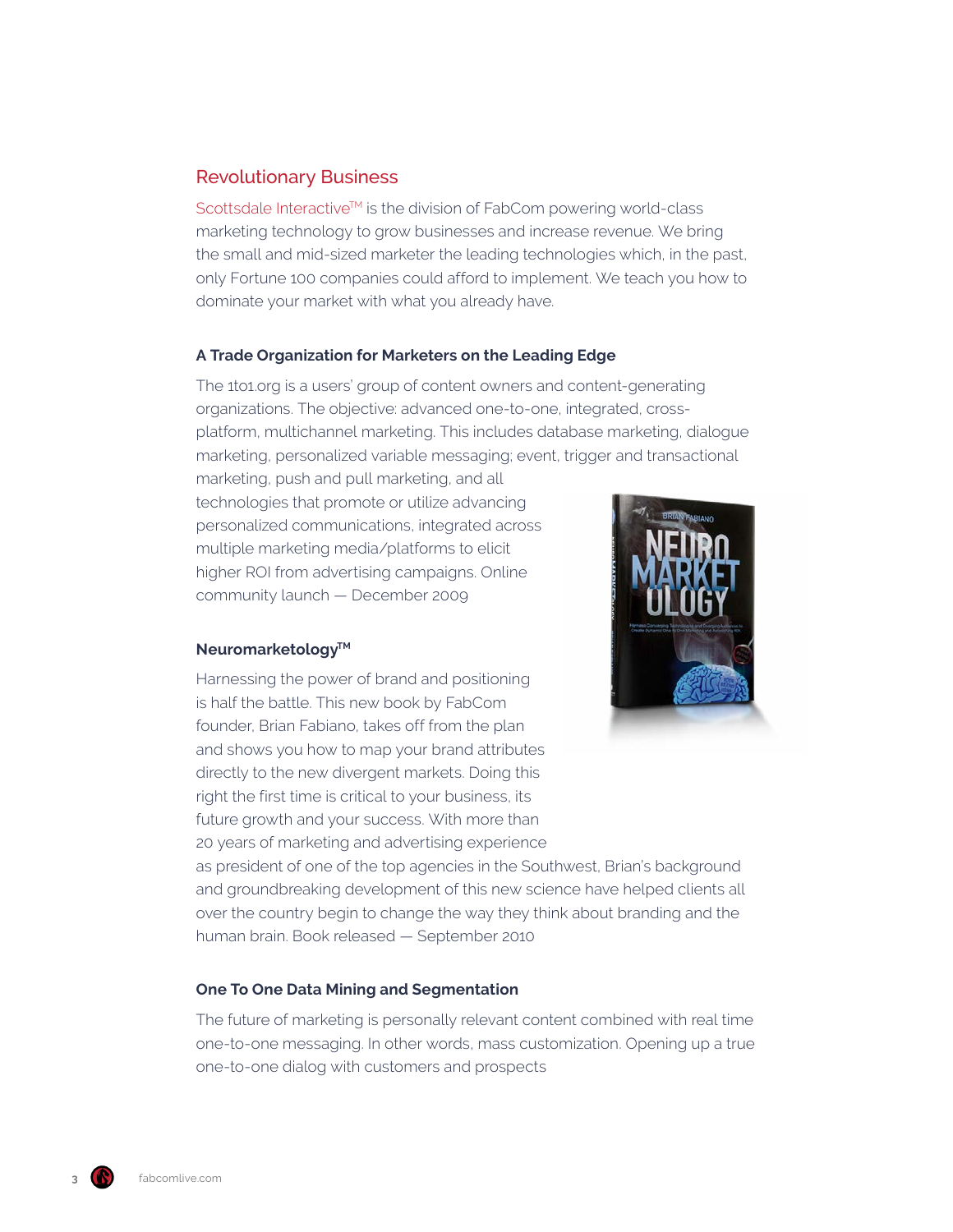## Revolutionary Business

Scottsdale Interactive™ is the division of FabCom powering world-class marketing technology to grow businesses and increase revenue. We bring the small and mid-sized marketer the leading technologies which, in the past, only Fortune 100 companies could afford to implement. We teach you how to dominate your market with what you already have.

### A Trade Organization for Marketers on the Leading Edge

The 1to1.org is a users' group of content owners and content-generating organizations. The objective: advanced one-to-one, integrated, cross-platform, multichannel marketing. This includes database marketing, dialogue marketing, personalized variable messaging; event, trigger and transactional marketing, push and pull marketing, and all technologies that promote or utilize advancing personalized communications, integrated across multiple marketing media/platforms to elicit higher ROI from advertising campaigns. Online community launch — December 2009

### Neuromarketology™

Harnessing the power of brand and positioning is half the battle. This new book by FabCom founder, Brian Fabiano, takes off from the plan and shows you how to map your brand attributes directly to the new divergent markets. Doing this right the first time is critical to your business, its future growth and your success. With more than 20 years of marketing and advertising experience as president of one of the top agencies in the Southwest, Brian's background and groundbreaking development of this new science have helped clients all over the country begin to change the way they think about branding and the human brain. Book released — September 2010

### One To One Data Mining and Segmentation

The future of marketing is personally relevant content combined with real time one-to-one messaging. In other words, mass customization. Opening up a true one-to-one dialog with customers and prospects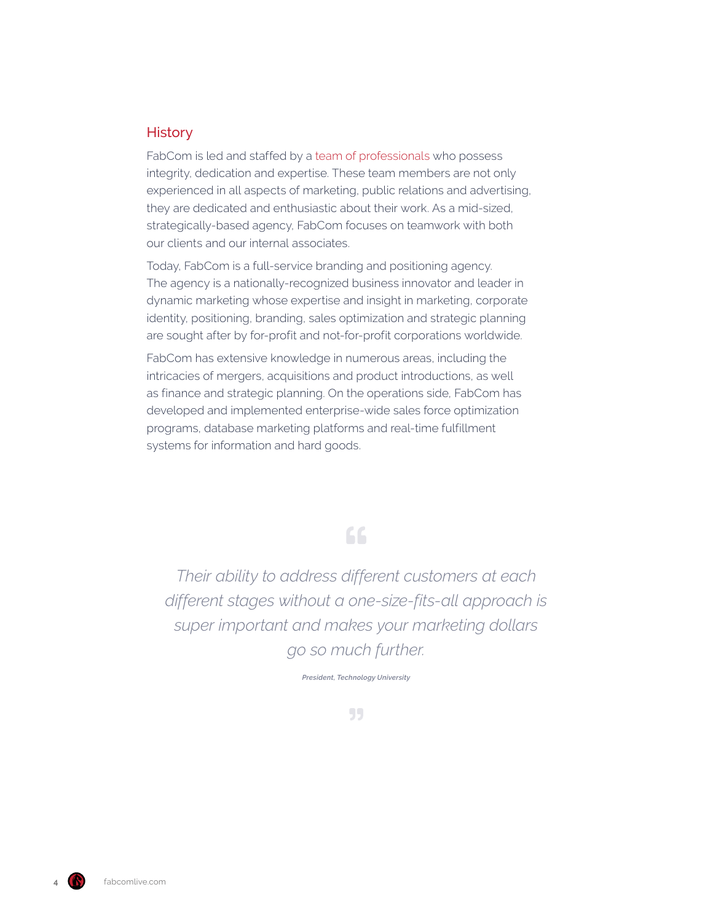## History

FabCom is led and staffed by a team of professionals who possess integrity, dedication and expertise. These team members are not only experienced in all aspects of marketing, public relations and advertising, they are dedicated and enthusiastic about their work. As a mid-sized, strategically-based agency, FabCom focuses on teamwork with both our clients and our internal associates.

Today, FabCom is a full-service branding and positioning agency. The agency is a nationally-recognized business innovator and leader in dynamic marketing whose expertise and insight in marketing, corporate identity, positioning, branding, sales optimization and strategic planning are sought after by for-profit and not-for-profit corporations worldwide.

FabCom has extensive knowledge in numerous areas, including the intricacies of mergers, acquisitions and product introductions, as well as finance and strategic planning. On the operations side, FabCom has developed and implemented enterprise-wide sales force optimization programs, database marketing platforms and real-time fulfillment systems for information and hard goods.

> *Their ability to address different customers at each different stages without a one-size-fits-all approach is super important and makes your marketing dollars go so much further.*
>
> ***President, Technology University***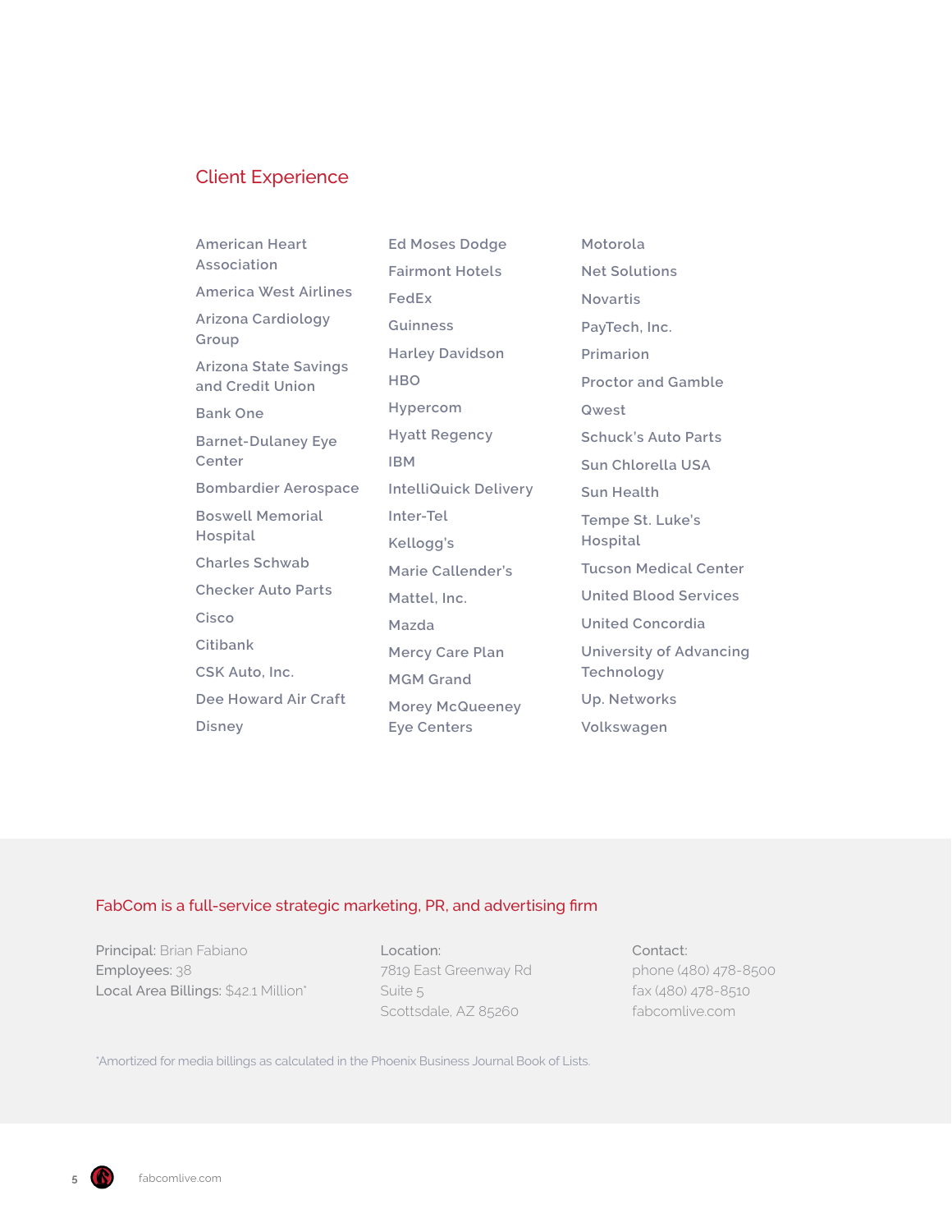## Client Experience

- American Heart Association
- America West Airlines
- Arizona Cardiology Group
- Arizona State Savings and Credit Union
- Bank One
- Barnet-Dulaney Eye Center
- Bombardier Aerospace
- Boswell Memorial Hospital
- Charles Schwab
- Checker Auto Parts
- Cisco
- Citibank
- CSK Auto, Inc.
- Dee Howard Air Craft
- Disney
- Ed Moses Dodge
- Fairmont Hotels
- FedEx
- Guinness
- Harley Davidson
- HBO
- Hypercom
- Hyatt Regency
- IBM
- IntelliQuick Delivery
- Inter-Tel
- Kellogg's
- Marie Callender's
- Mattel, Inc.
- Mazda
- Mercy Care Plan
- MGM Grand
- Morey McQueeney Eye Centers
- Motorola
- Net Solutions
- Novartis
- PayTech, Inc.
- Primarion
- Proctor and Gamble
- Qwest
- Schuck's Auto Parts
- Sun Chlorella USA
- Sun Health
- Tempe St. Luke's Hospital
- Tucson Medical Center
- United Blood Services
- United Concordia
- University of Advancing Technology
- Up. Networks
- Volkswagen

### FabCom is a full-service strategic marketing, PR, and advertising firm

Principal: Brian Fabiano
Employees: 38
Local Area Billings: $42.1 Million*

Location:
7819 East Greenway Rd
Suite 5
Scottsdale, AZ 85260

Contact:
phone (480) 478-8500
fax (480) 478-8510
fabcomlive.com

*Amortized for media billings as calculated in the Phoenix Business Journal Book of Lists.